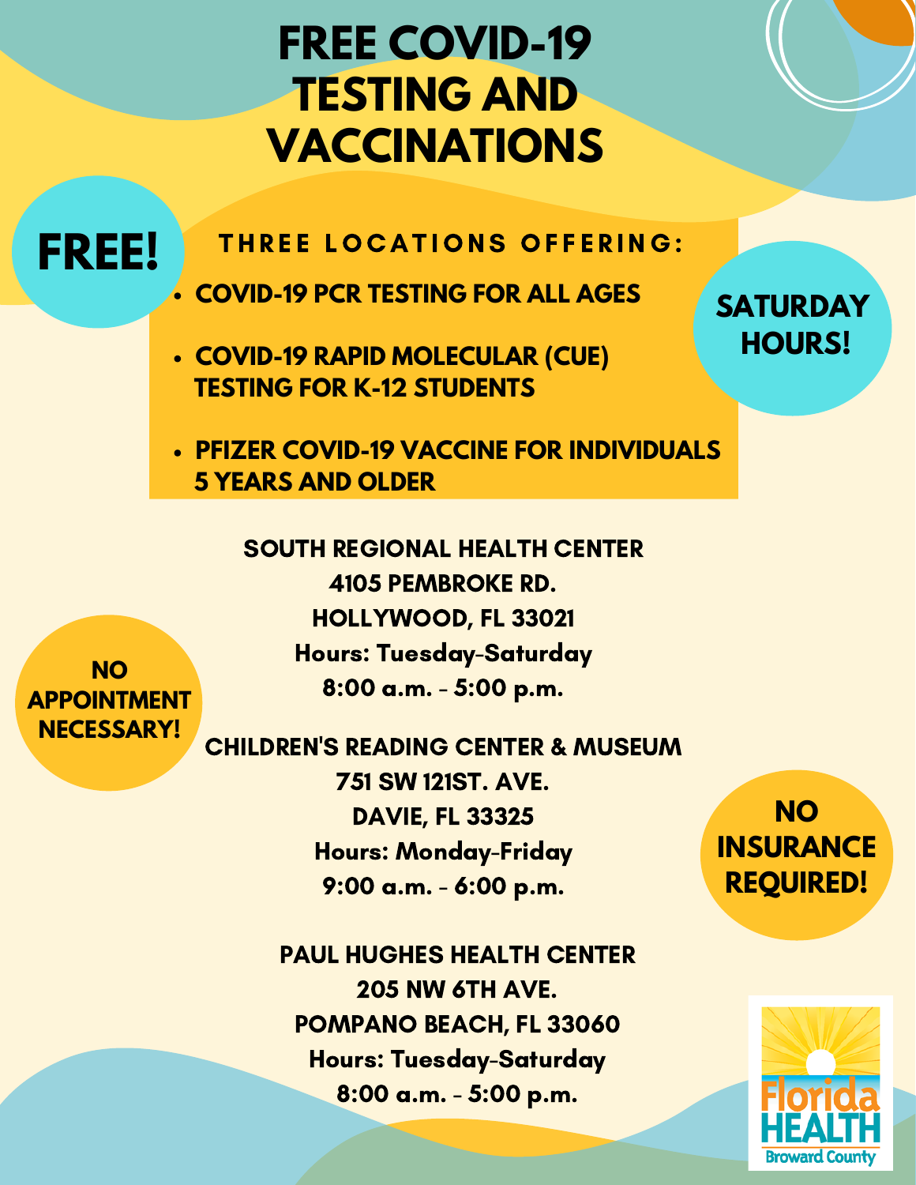# FREE COVID-19 TESTING AND VACCINATIONS

**FREE!**

**THREE LOCATIONS OFFERING:**

- **COVID-19 PCR TESTING FOR ALL AGES**
- **COVID-19 RAPID MOLECULAR (CUE) TESTING FOR K-12 STUDENTS**
- **PFIZER COVID-19 VACCINE FOR INDIVIDUALS 5 YEARS AND OLDER**

**SATURDAY HOURS!**

**NO APPOINTMENT NECESSARY!**

**NO INSURANCE REQUIRED!**

**SOUTH REGIONAL HEALTH CENTER**
4105 PEMBROKE RD.
HOLLYWOOD, FL 33021
Hours: Tuesday-Saturday
8:00 a.m. - 5:00 p.m.

**CHILDREN'S READING CENTER & MUSEUM**
751 SW 121ST. AVE.
DAVIE, FL 33325
Hours: Monday-Friday
9:00 a.m. - 6:00 p.m.

**PAUL HUGHES HEALTH CENTER**
205 NW 6TH AVE.
POMPANO BEACH, FL 33060
Hours: Tuesday-Saturday
8:00 a.m. - 5:00 p.m.

Florida HEALTH
Broward County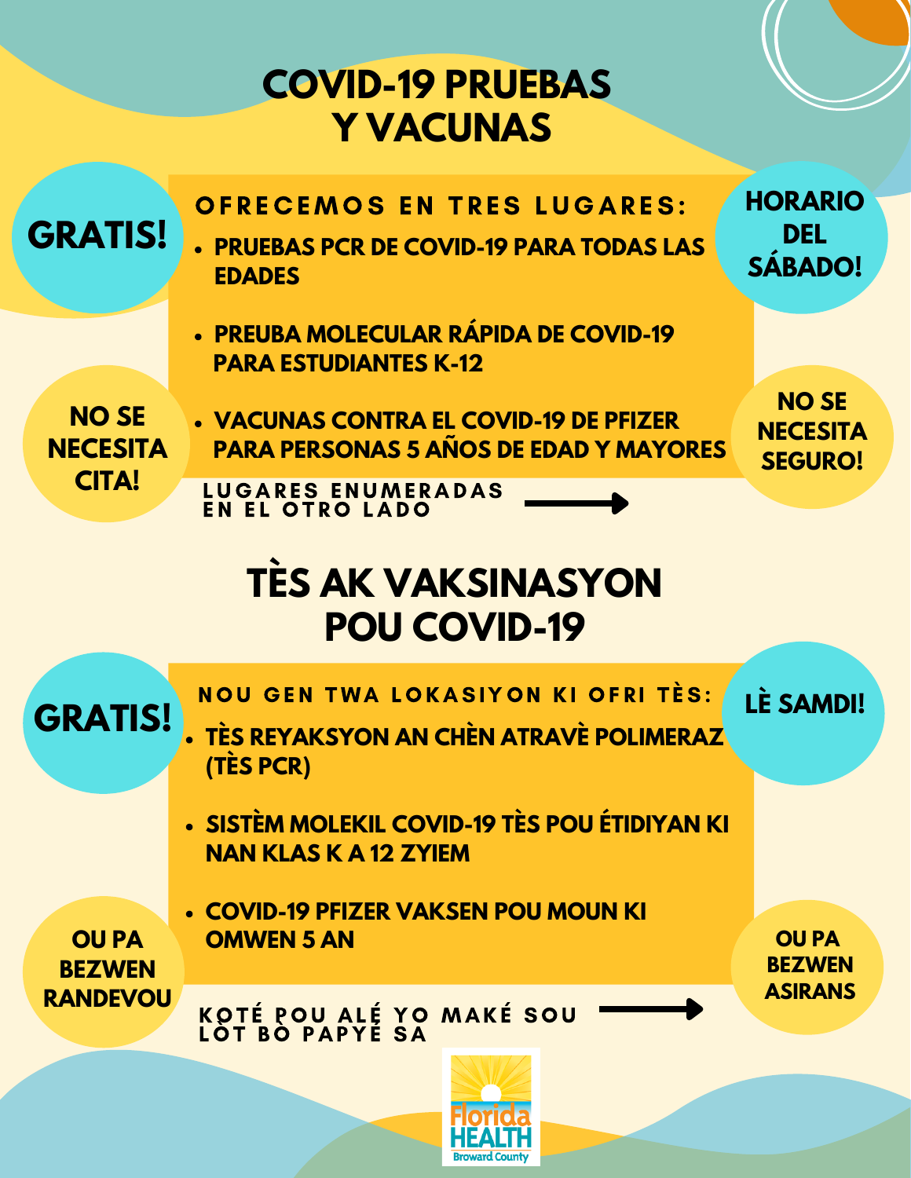# COVID-19 PRUEBAS Y VACUNAS

**GRATIS!**

**HORARIO DEL SÁBADO!**

**OFRECEMOS EN TRES LUGARES:**

- **PRUEBAS PCR DE COVID-19 PARA TODAS LAS EDADES**
- **PREUBA MOLECULAR RÁPIDA DE COVID-19 PARA ESTUDIANTES K-12**
- **VACUNAS CONTRA EL COVID-19 DE PFIZER PARA PERSONAS 5 AÑOS DE EDAD Y MAYORES**

**NO SE NECESITA CITA!**

**NO SE NECESITA SEGURO!**

**LUGARES ENUMERADAS EN EL OTRO LADO** →

# TÈS AK VAKSINASYON POU COVID-19

**GRATIS!**

**LÈ SAMDI!**

**NOU GEN TWA LOKASIYON KI OFRI TÈS:**

- **TÈS REYAKSYON AN CHÈN ATRAVÈ POLIMERAZ (TÈS PCR)**
- **SISTÈM MOLEKIL COVID-19 TÈS POU ÉTIDIYAN KI NAN KLAS K A 12 ZYIEM**
- **COVID-19 PFIZER VAKSEN POU MOUN KI OMWEN 5 AN**

**OU PA BEZWEN RANDEVOU**

**OU PA BEZWEN ASIRANS**

**KOTÉ POU ALÉ YO MAKÉ SOU LÒT BÒ PAPYÉ SA** →

Florida HEALTH Broward County